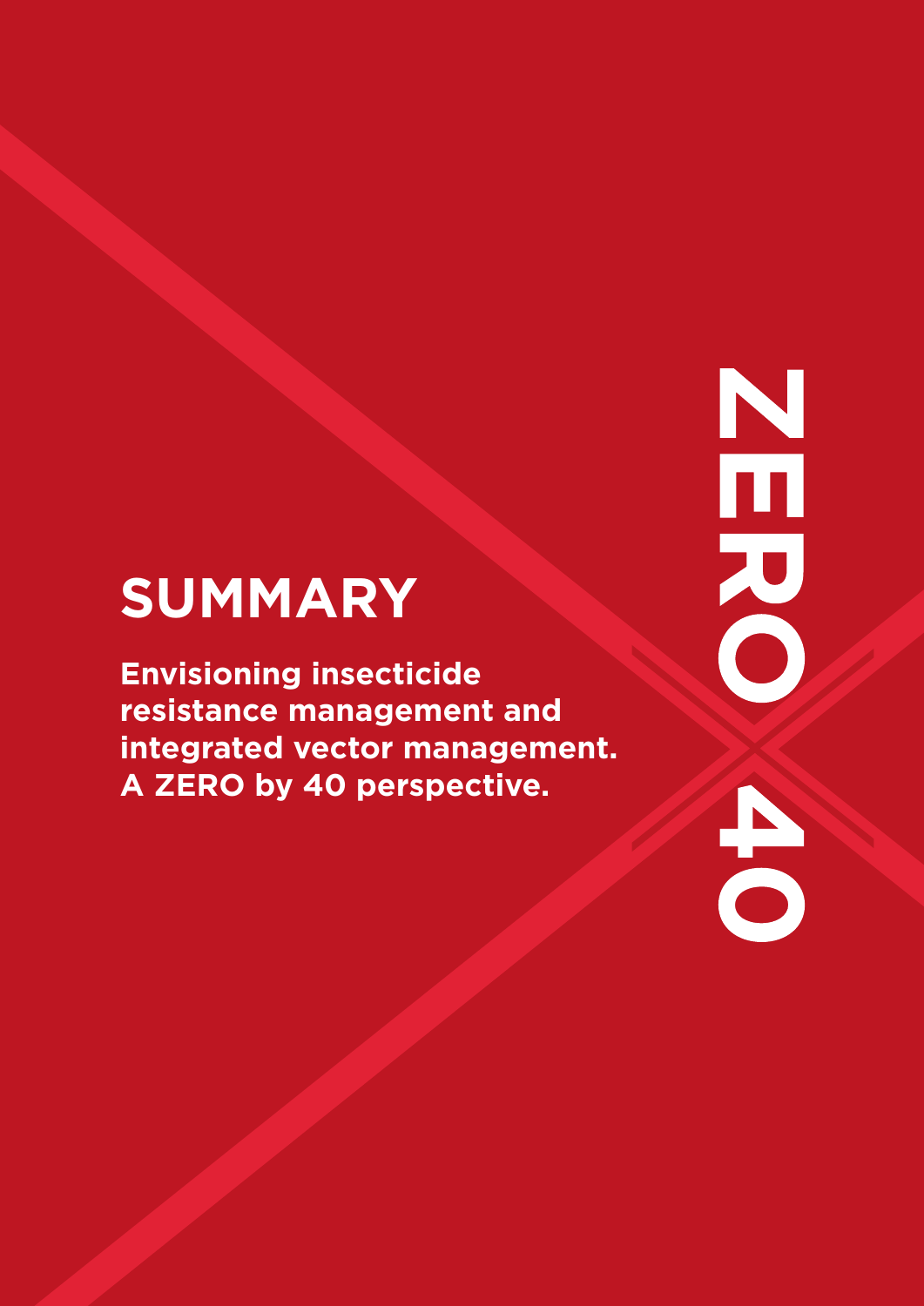# SUMMARY

**Envisioning insecticide resistance management and integrated vector management. A ZERO by 40 perspective.**

ZERO 40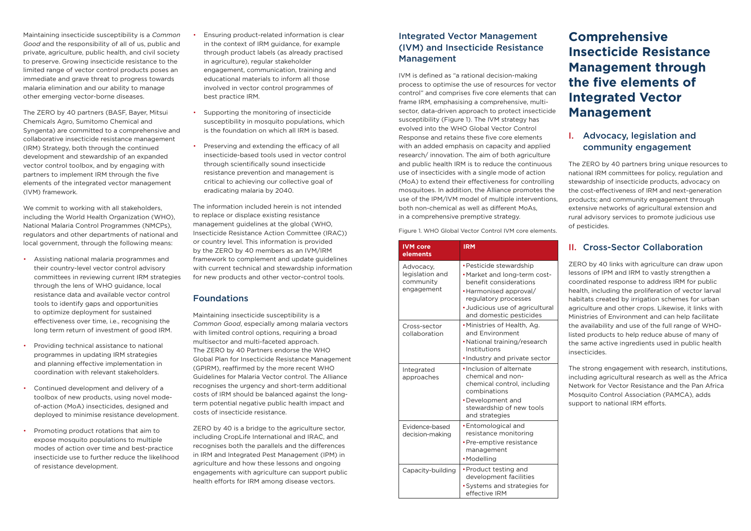Maintaining insecticide susceptibility is a *Common Good* and the responsibility of all of us, public and private, agriculture, public health, and civil society to preserve. Growing insecticide resistance to the limited range of vector control products poses an immediate and grave threat to progress towards malaria elimination and our ability to manage other emerging vector-borne diseases.

The ZERO by 40 partners (BASF, Bayer, Mitsui Chemicals Agro, Sumitomo Chemical and Syngenta) are committed to a comprehensive and collaborative insecticide resistance management (IRM) Strategy, both through the continued development and stewardship of an expanded vector control toolbox, and by engaging with partners to implement IRM through the five elements of the integrated vector management (IVM) framework.

We commit to working with all stakeholders, including the World Health Organization (WHO), National Malaria Control Programmes (NMCPs), regulators and other departments of national and local government, through the following means:

- Assisting national malaria programmes and their country-level vector control advisory committees in reviewing current IRM strategies through the lens of WHO guidance, local resistance data and available vector control tools to identify gaps and opportunities to optimize deployment for sustained effectiveness over time, i.e., recognising the long term return of investment of good IRM.
- Providing technical assistance to national programmes in updating IRM strategies and planning effective implementation in coordination with relevant stakeholders.
- Continued development and delivery of a toolbox of new products, using novel mode-of-action (MoA) insecticides, designed and deployed to minimise resistance development.
- Promoting product rotations that aim to expose mosquito populations to multiple modes of action over time and best-practice insecticide use to further reduce the likelihood of resistance development.
- Ensuring product-related information is clear in the context of IRM guidance, for example through product labels (as already practised in agriculture), regular stakeholder engagement, communication, training and educational materials to inform all those involved in vector control programmes of best practice IRM.
- Supporting the monitoring of insecticide susceptibility in mosquito populations, which is the foundation on which all IRM is based.
- Preserving and extending the efficacy of all insecticide-based tools used in vector control through scientifically sound insecticide resistance prevention and management is critical to achieving our collective goal of eradicating malaria by 2040.

The information included herein is not intended to replace or displace existing resistance management guidelines at the global (WHO, Insecticide Resistance Action Committee (IRAC)) or country level. This information is provided by the ZERO by 40 members as an IVM/IRM framework to complement and update guidelines with current technical and stewardship information for new products and other vector-control tools.

## Foundations

Maintaining insecticide susceptibility is a *Common Good*, especially among malaria vectors with limited control options, requiring a broad multisector and multi-faceted approach. The ZERO by 40 Partners endorse the WHO Global Plan for Insecticide Resistance Management (GPIRM), reaffirmed by the more recent WHO Guidelines for Malaria Vector control. The Alliance recognises the urgency and short-term additional costs of IRM should be balanced against the long-term potential negative public health impact and costs of insecticide resistance.

ZERO by 40 is a bridge to the agriculture sector, including CropLife International and IRAC, and recognises both the parallels and the differences in IRM and Integrated Pest Management (IPM) in agriculture and how these lessons and ongoing engagements with agriculture can support public health efforts for IRM among disease vectors.

## Integrated Vector Management (IVM) and Insecticide Resistance Management

IVM is defined as "a rational decision-making process to optimise the use of resources for vector control" and comprises five core elements that can frame IRM, emphasising a comprehensive, multi-sector, data-driven approach to protect insecticide susceptibility (Figure 1). The IVM strategy has evolved into the WHO Global Vector Control Response and retains these five core elements with an added emphasis on capacity and applied research/ innovation. The aim of both agriculture and public health IRM is to reduce the continuous use of insecticides with a single mode of action (MoA) to extend their effectiveness for controlling mosquitoes. In addition, the Alliance promotes the use of the IPM/IVM model of multiple interventions, both non-chemical as well as different MoAs, in a comprehensive premptive strategy.

Figure 1. WHO Global Vector Control IVM core elements.

| IVM core elements | IRM |
| --- | --- |
| Advocacy, legislation and community engagement | • Pesticide stewardship<br>• Market and long-term cost-benefit considerations<br>• Harmonised approval/ regulatory processes<br>• Judicious use of agricultural and domestic pesticides |
| Cross-sector collaboration | • Ministries of Health, Ag. and Environment<br>• National training/research Institutions<br>• Industry and private sector |
| Integrated approaches | • Inclusion of alternate chemical and non-chemical control, including combinations<br>• Development and stewardship of new tools and strategies |
| Evidence-based decision-making | • Entomological and resistance monitoring<br>• Pre-emptive resistance management<br>• Modelling |
| Capacity-building | • Product testing and development facilities<br>• Systems and strategies for effective IRM |

# Comprehensive Insecticide Resistance Management through the five elements of Integrated Vector Management

## I. Advocacy, legislation and community engagement

The ZERO by 40 partners bring unique resources to national IRM committees for policy, regulation and stewardship of insecticide products, advocacy on the cost-effectiveness of IRM and next-generation products; and community engagement through extensive networks of agricultural extension and rural advisory services to promote judicious use of pesticides.

## II. Cross-Sector Collaboration

ZERO by 40 links with agriculture can draw upon lessons of IPM and IRM to vastly strengthen a coordinated response to address IRM for public health, including the proliferation of vector larval habitats created by irrigation schemes for urban agriculture and other crops. Likewise, it links with Ministries of Environment and can help facilitate the availability and use of the full range of WHO-listed products to help reduce abuse of many of the same active ingredients used in public health insecticides.

The strong engagement with research, institutions, including agricultural research as well as the Africa Network for Vector Resistance and the Pan Africa Mosquito Control Association (PAMCA), adds support to national IRM efforts.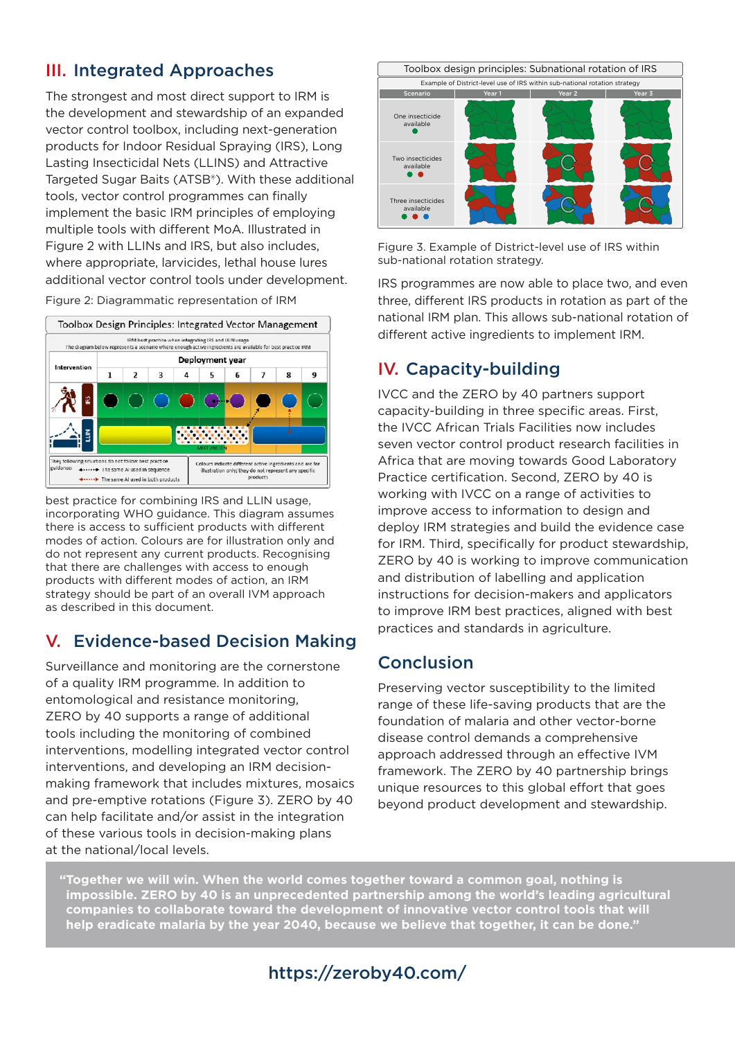## III. Integrated Approaches

The strongest and most direct support to IRM is the development and stewardship of an expanded vector control toolbox, including next-generation products for Indoor Residual Spraying (IRS), Long Lasting Insecticidal Nets (LLINS) and Attractive Targeted Sugar Baits (ATSB®). With these additional tools, vector control programmes can finally implement the basic IRM principles of employing multiple tools with different MoA. Illustrated in Figure 2 with LLINs and IRS, but also includes, where appropriate, larvicides, lethal house lures additional vector control tools under development.

Figure 2: Diagrammatic representation of IRM

Toolbox Design Principles: Integrated Vector Management

IRM best practice when integrating IRS and LLIN usage

The diagram below represents a scenario where enough active ingredients are available for best practice IRM

Intervention

Deployment year

1 2 3 4 5 6 7 8 9

IRS

LLIN

MIXTURE ITN

They following situations do not follow best practice guidance:

The same AI used in sequence

The same AI used in both products

Colours indicate different active ingredients and are for illustration only; they do not represent any specific products

best practice for combining IRS and LLIN usage, incorporating WHO guidance. This diagram assumes there is access to sufficient products with different modes of action. Colours are for illustration only and do not represent any current products. Recognising that there are challenges with access to enough products with different modes of action, an IRM strategy should be part of an overall IVM approach as described in this document.

## V. Evidence-based Decision Making

Surveillance and monitoring are the cornerstone of a quality IRM programme. In addition to entomological and resistance monitoring, ZERO by 40 supports a range of additional tools including the monitoring of combined interventions, modelling integrated vector control interventions, and developing an IRM decision-making framework that includes mixtures, mosaics and pre-emptive rotations (Figure 3). ZERO by 40 can help facilitate and/or assist in the integration of these various tools in decision-making plans at the national/local levels.

Toolbox design principles: Subnational rotation of IRS

Example of District-level use of IRS within sub-national rotation strategy

Scenario | Year 1 | Year 2 | Year 3

One insecticide available

Two insecticides available

Three insecticides available

Figure 3. Example of District-level use of IRS within sub-national rotation strategy.

IRS programmes are now able to place two, and even three, different IRS products in rotation as part of the national IRM plan. This allows sub-national rotation of different active ingredients to implement IRM.

## IV. Capacity-building

IVCC and the ZERO by 40 partners support capacity-building in three specific areas. First, the IVCC African Trials Facilities now includes seven vector control product research facilities in Africa that are moving towards Good Laboratory Practice certification. Second, ZERO by 40 is working with IVCC on a range of activities to improve access to information to design and deploy IRM strategies and build the evidence case for IRM. Third, specifically for product stewardship, ZERO by 40 is working to improve communication and distribution of labelling and application instructions for decision-makers and applicators to improve IRM best practices, aligned with best practices and standards in agriculture.

## Conclusion

Preserving vector susceptibility to the limited range of these life-saving products that are the foundation of malaria and other vector-borne disease control demands a comprehensive approach addressed through an effective IVM framework. The ZERO by 40 partnership brings unique resources to this global effort that goes beyond product development and stewardship.

**"Together we will win. When the world comes together toward a common goal, nothing is impossible. ZERO by 40 is an unprecedented partnership among the world's leading agricultural companies to collaborate toward the development of innovative vector control tools that will help eradicate malaria by the year 2040, because we believe that together, it can be done."**

https://zeroby40.com/